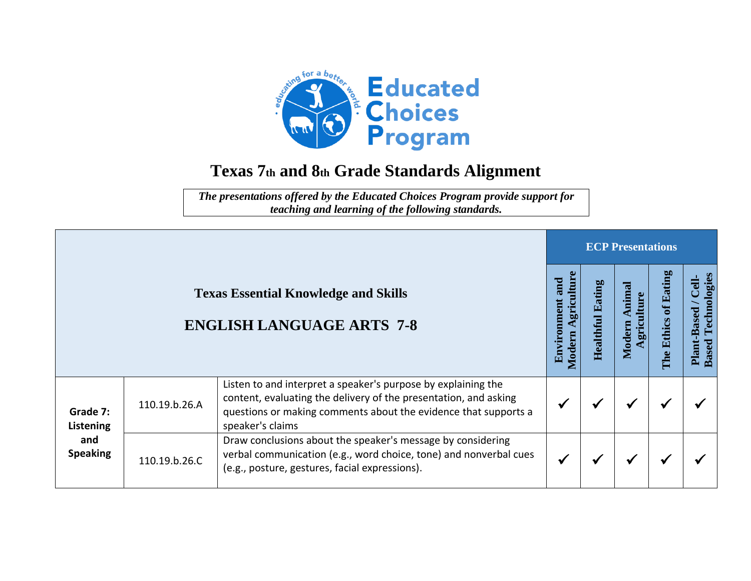Educated Choices Program

# Texas 7th and 8th Grade Standards Alignment

*The presentations offered by the Educated Choices Program provide support for teaching and learning of the following standards.*

| Texas Essential Knowledge and Skills<br><br>ENGLISH LANGUAGE ARTS 7-8 | | | ECP Presentations | | | | |
|---|---|---|---|---|---|---|---|
| | | | Environment and Modern Agriculture | Healthful Eating | Modern Animal Agriculture | The Ethics of Eating | Plant-Based / Cell-Based Technologies |
| **Grade 7: Listening and Speaking** | 110.19.b.26.A | Listen to and interpret a speaker's purpose by explaining the content, evaluating the delivery of the presentation, and asking questions or making comments about the evidence that supports a speaker's claims | ✓ | ✓ | ✓ | ✓ | ✓ |
| | 110.19.b.26.C | Draw conclusions about the speaker's message by considering verbal communication (e.g., word choice, tone) and nonverbal cues (e.g., posture, gestures, facial expressions). | ✓ | ✓ | ✓ | ✓ | ✓ |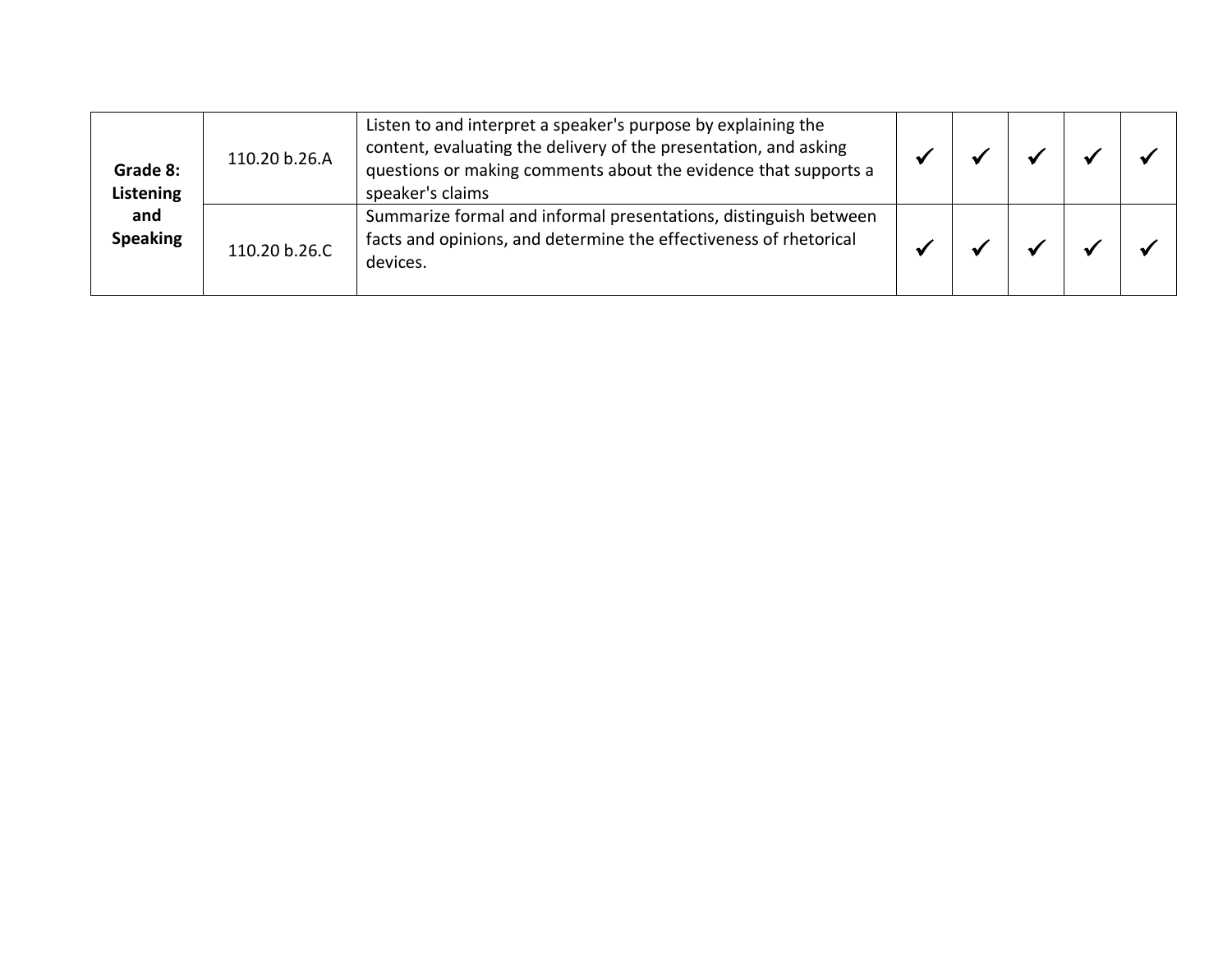| | | | | | | | |
|---|---|---|---|---|---|---|---|
| **Grade 8: Listening and Speaking** | 110.20 b.26.A | Listen to and interpret a speaker's purpose by explaining the content, evaluating the delivery of the presentation, and asking questions or making comments about the evidence that supports a speaker's claims | ✓ | ✓ | ✓ | ✓ | ✓ |
| | 110.20 b.26.C | Summarize formal and informal presentations, distinguish between facts and opinions, and determine the effectiveness of rhetorical devices. | ✓ | ✓ | ✓ | ✓ | ✓ |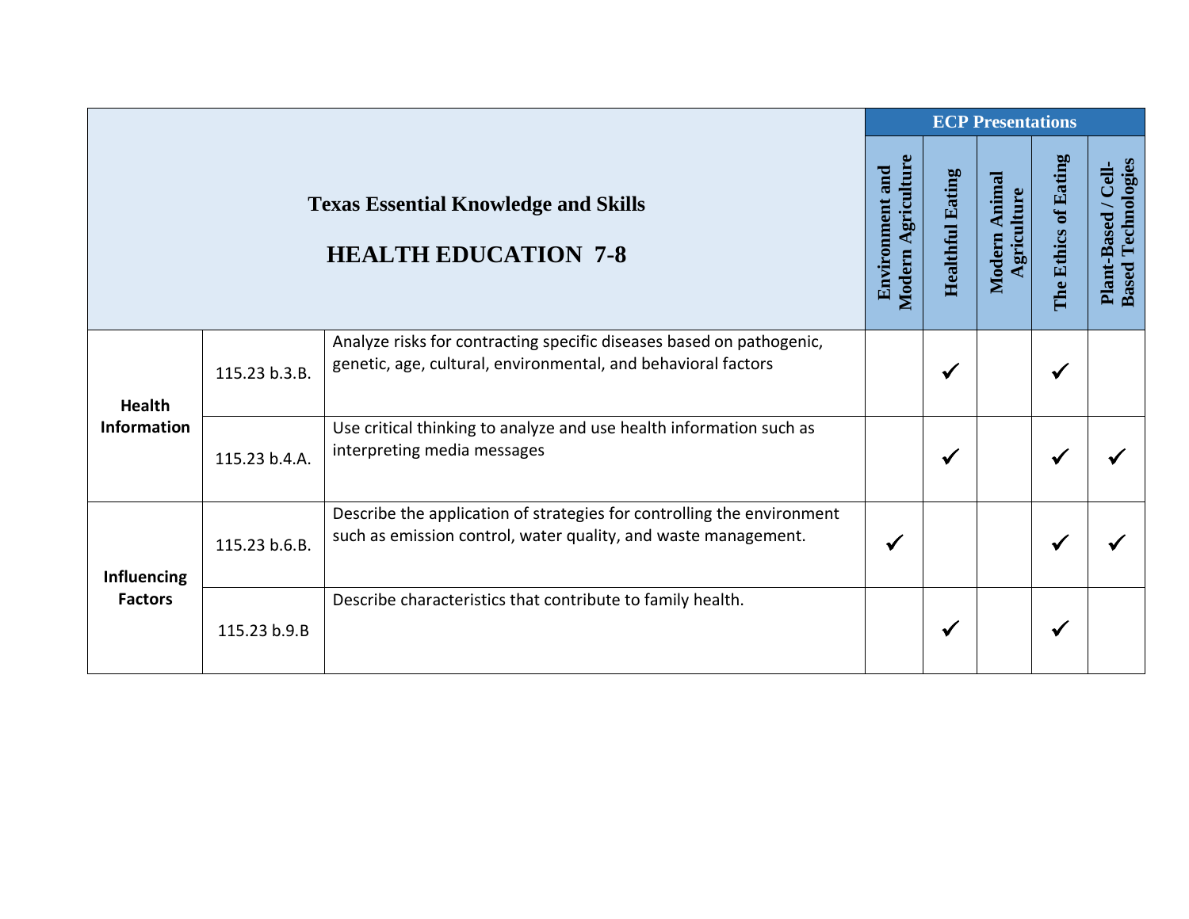| Texas Essential Knowledge and Skills<br>HEALTH EDUCATION 7-8 | | | ECP Presentations | | | | |
|---|---|---|---|---|---|---|---|
| | | | Environment and Modern Agriculture | Healthful Eating | Modern Animal Agriculture | The Ethics of Eating | Plant-Based / Cell-Based Technologies |
| **Health Information** | 115.23 b.3.B. | Analyze risks for contracting specific diseases based on pathogenic, genetic, age, cultural, environmental, and behavioral factors | | ✓ | | ✓ | |
| | 115.23 b.4.A. | Use critical thinking to analyze and use health information such as interpreting media messages | | ✓ | | ✓ | ✓ |
| **Influencing Factors** | 115.23 b.6.B. | Describe the application of strategies for controlling the environment such as emission control, water quality, and waste management. | ✓ | | | ✓ | ✓ |
| | 115.23 b.9.B | Describe characteristics that contribute to family health. | | ✓ | | ✓ | |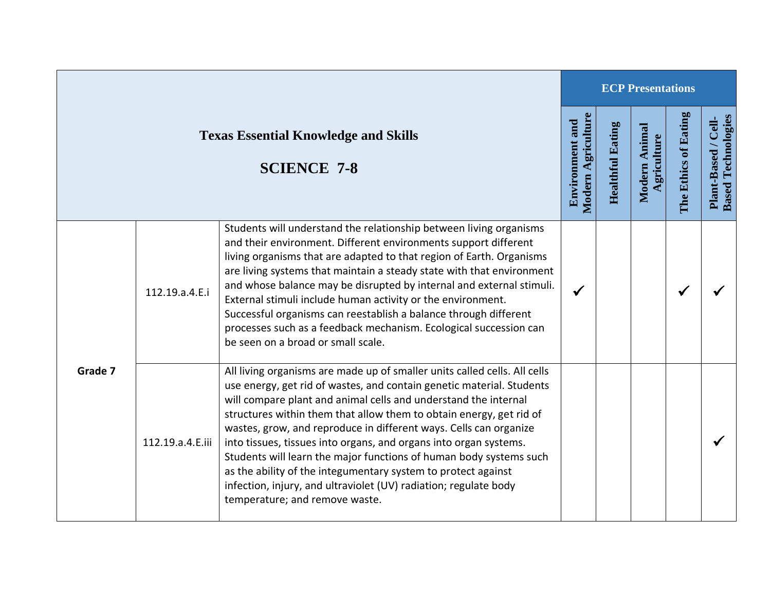| Texas Essential Knowledge and Skills<br>SCIENCE 7-8 | | | ECP Presentations | | | | |
|---|---|---|---|---|---|---|---|
| | | | Environment and Modern Agriculture | Healthful Eating | Modern Animal Agriculture | The Ethics of Eating | Plant-Based / Cell-Based Technologies |
| Grade 7 | 112.19.a.4.E.i | Students will understand the relationship between living organisms and their environment. Different environments support different living organisms that are adapted to that region of Earth. Organisms are living systems that maintain a steady state with that environment and whose balance may be disrupted by internal and external stimuli. External stimuli include human activity or the environment. Successful organisms can reestablish a balance through different processes such as a feedback mechanism. Ecological succession can be seen on a broad or small scale. | ✓ | | | ✓ | ✓ |
| | 112.19.a.4.E.iii | All living organisms are made up of smaller units called cells. All cells use energy, get rid of wastes, and contain genetic material. Students will compare plant and animal cells and understand the internal structures within them that allow them to obtain energy, get rid of wastes, grow, and reproduce in different ways. Cells can organize into tissues, tissues into organs, and organs into organ systems. Students will learn the major functions of human body systems such as the ability of the integumentary system to protect against infection, injury, and ultraviolet (UV) radiation; regulate body temperature; and remove waste. | | | | | ✓ |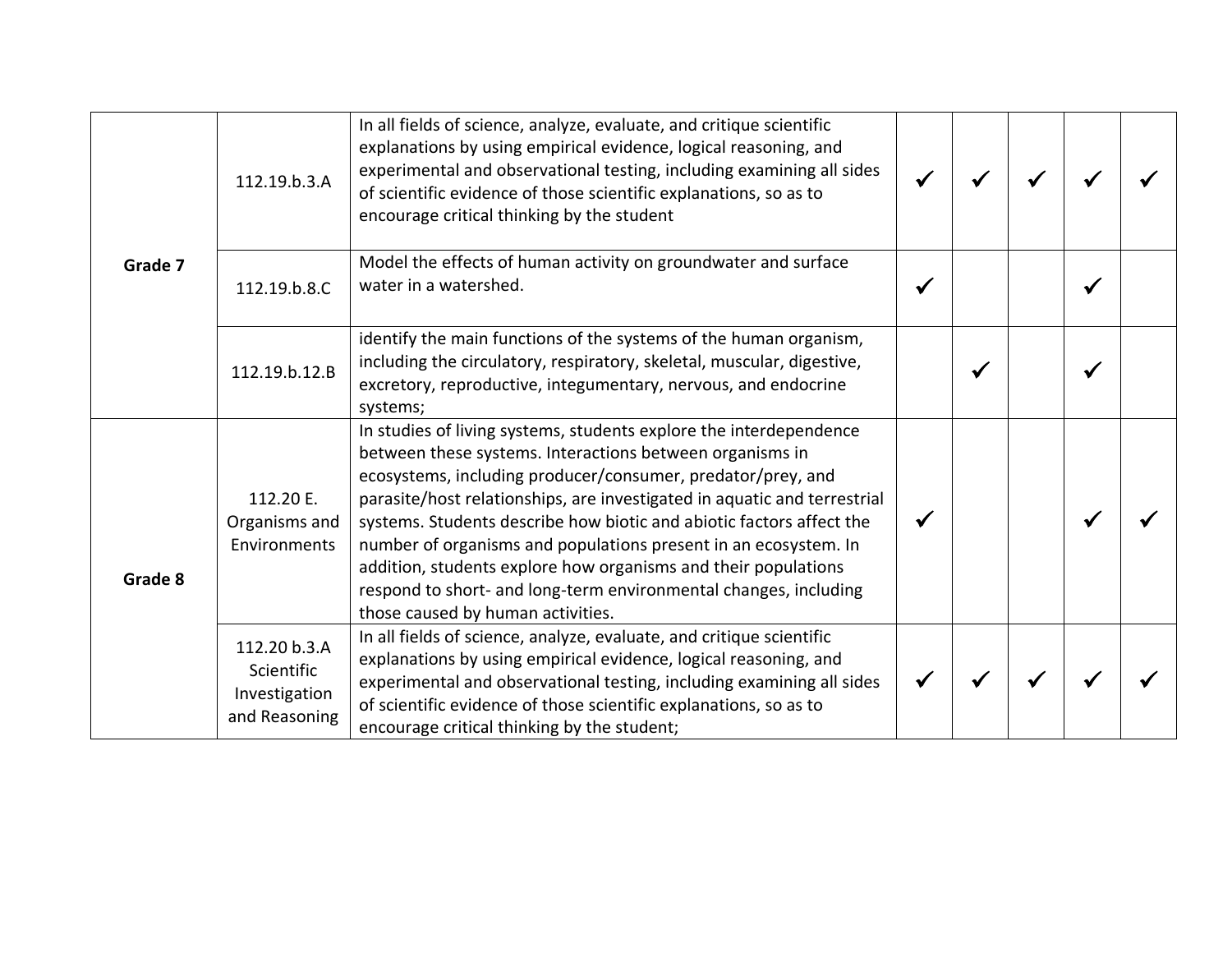| | | | | | | | |
|---|---|---|---|---|---|---|---|
| **Grade 7** | 112.19.b.3.A | In all fields of science, analyze, evaluate, and critique scientific explanations by using empirical evidence, logical reasoning, and experimental and observational testing, including examining all sides of scientific evidence of those scientific explanations, so as to encourage critical thinking by the student | ✓ | ✓ | ✓ | ✓ | ✓ |
| | 112.19.b.8.C | Model the effects of human activity on groundwater and surface water in a watershed. | ✓ | | | ✓ | |
| | 112.19.b.12.B | identify the main functions of the systems of the human organism, including the circulatory, respiratory, skeletal, muscular, digestive, excretory, reproductive, integumentary, nervous, and endocrine systems; | | ✓ | | ✓ | |
| **Grade 8** | 112.20 E. Organisms and Environments | In studies of living systems, students explore the interdependence between these systems. Interactions between organisms in ecosystems, including producer/consumer, predator/prey, and parasite/host relationships, are investigated in aquatic and terrestrial systems. Students describe how biotic and abiotic factors affect the number of organisms and populations present in an ecosystem. In addition, students explore how organisms and their populations respond to short- and long-term environmental changes, including those caused by human activities. | ✓ | | | ✓ | ✓ |
| | 112.20 b.3.A Scientific Investigation and Reasoning | In all fields of science, analyze, evaluate, and critique scientific explanations by using empirical evidence, logical reasoning, and experimental and observational testing, including examining all sides of scientific evidence of those scientific explanations, so as to encourage critical thinking by the student; | ✓ | ✓ | ✓ | ✓ | ✓ |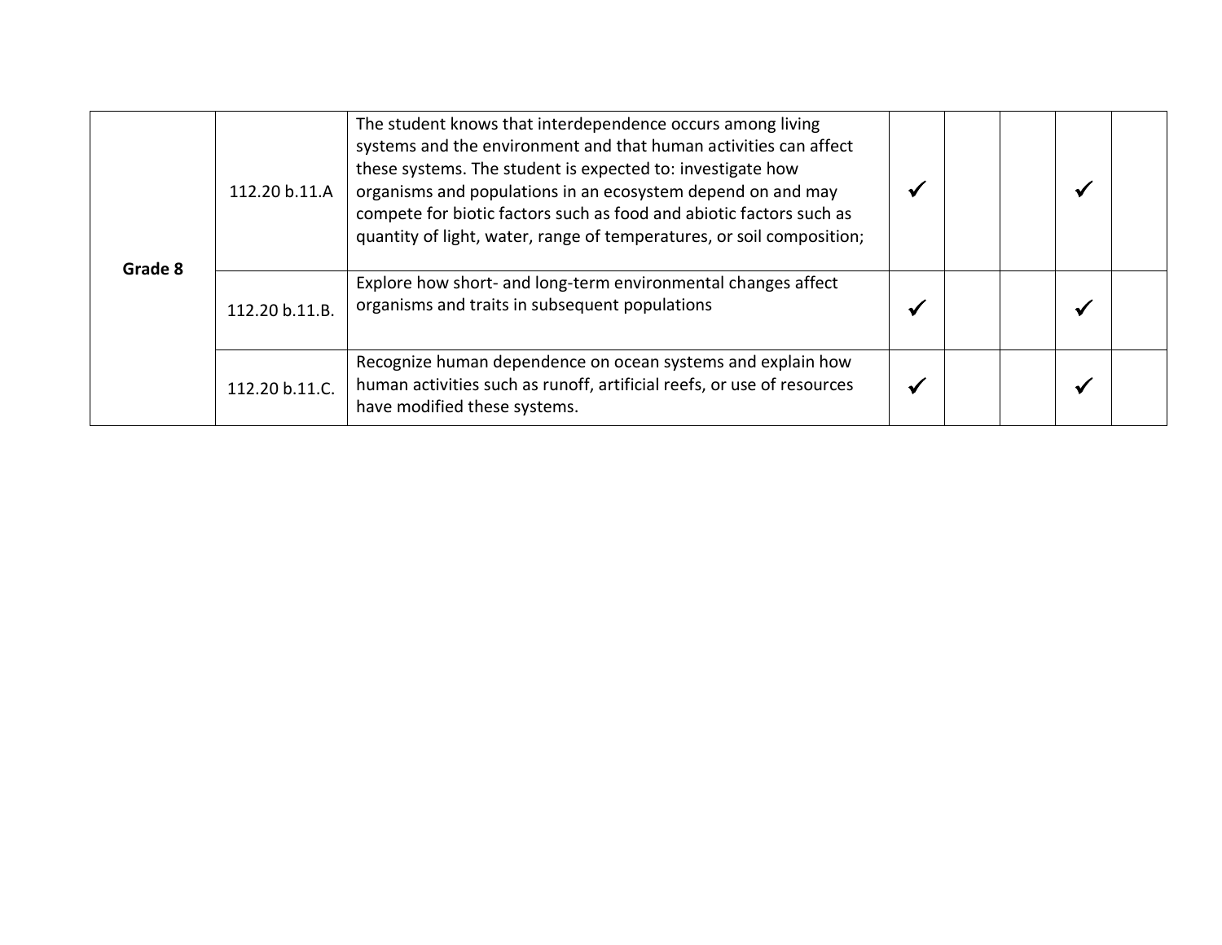| | | | | | | | |
|---|---|---|---|---|---|---|---|
| **Grade 8** | 112.20 b.11.A | The student knows that interdependence occurs among living systems and the environment and that human activities can affect these systems. The student is expected to: investigate how organisms and populations in an ecosystem depend on and may compete for biotic factors such as food and abiotic factors such as quantity of light, water, range of temperatures, or soil composition; | ✓ | | | ✓ | |
| | 112.20 b.11.B. | Explore how short- and long-term environmental changes affect organisms and traits in subsequent populations | ✓ | | | ✓ | |
| | 112.20 b.11.C. | Recognize human dependence on ocean systems and explain how human activities such as runoff, artificial reefs, or use of resources have modified these systems. | ✓ | | | ✓ | |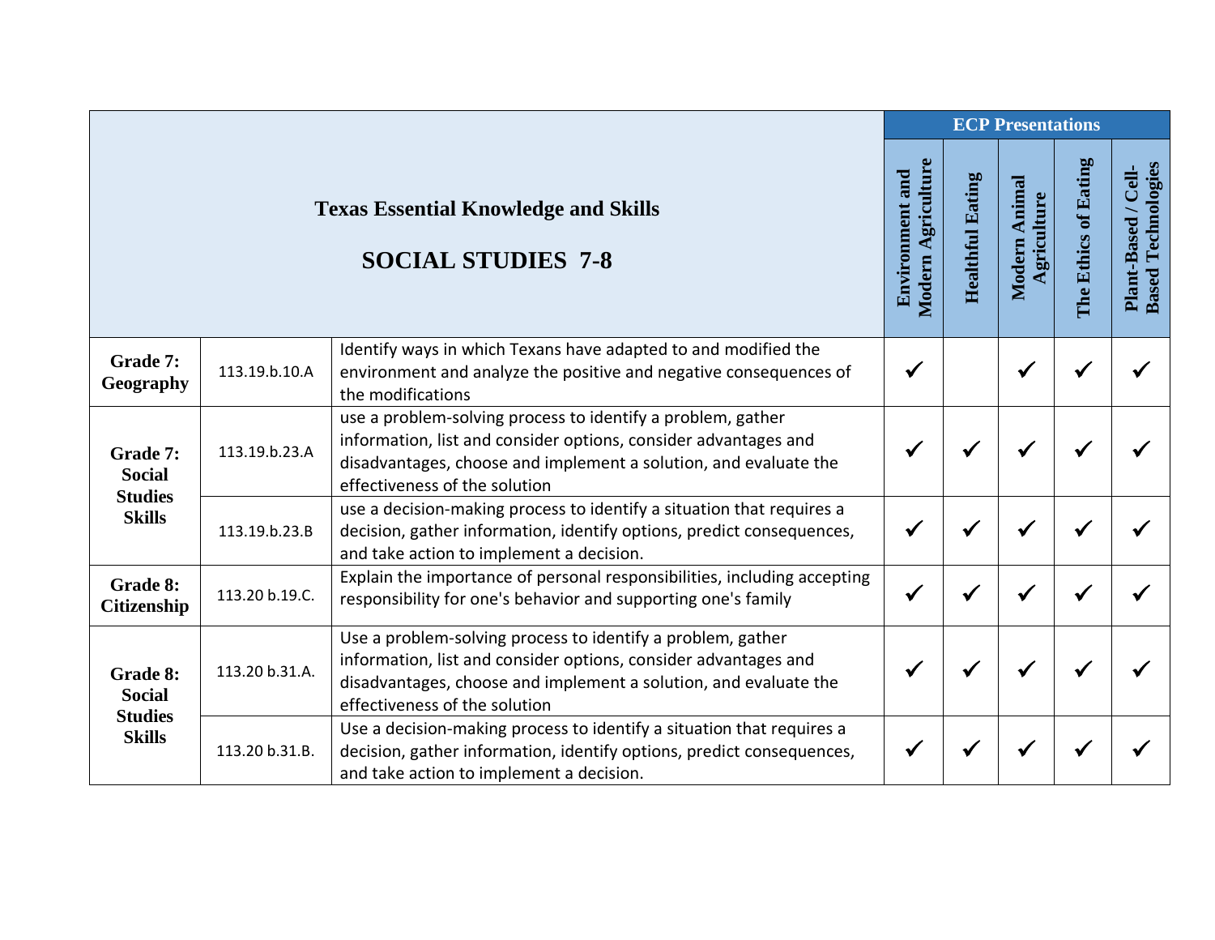| Texas Essential Knowledge and Skills<br><br>SOCIAL STUDIES 7-8 | | | ECP Presentations | | | | |
|---|---|---|---|---|---|---|---|
| | | | Environment and Modern Agriculture | Healthful Eating | Modern Animal Agriculture | The Ethics of Eating | Plant-Based / Cell-Based Technologies |
| **Grade 7: Geography** | 113.19.b.10.A | Identify ways in which Texans have adapted to and modified the environment and analyze the positive and negative consequences of the modifications | ✓ | | ✓ | ✓ | ✓ |
| **Grade 7: Social Studies Skills** | 113.19.b.23.A | use a problem-solving process to identify a problem, gather information, list and consider options, consider advantages and disadvantages, choose and implement a solution, and evaluate the effectiveness of the solution | ✓ | ✓ | ✓ | ✓ | ✓ |
| | 113.19.b.23.B | use a decision-making process to identify a situation that requires a decision, gather information, identify options, predict consequences, and take action to implement a decision. | ✓ | ✓ | ✓ | ✓ | ✓ |
| **Grade 8: Citizenship** | 113.20 b.19.C. | Explain the importance of personal responsibilities, including accepting responsibility for one's behavior and supporting one's family | ✓ | ✓ | ✓ | ✓ | ✓ |
| **Grade 8: Social Studies Skills** | 113.20 b.31.A. | Use a problem-solving process to identify a problem, gather information, list and consider options, consider advantages and disadvantages, choose and implement a solution, and evaluate the effectiveness of the solution | ✓ | ✓ | ✓ | ✓ | ✓ |
| | 113.20 b.31.B. | Use a decision-making process to identify a situation that requires a decision, gather information, identify options, predict consequences, and take action to implement a decision. | ✓ | ✓ | ✓ | ✓ | ✓ |